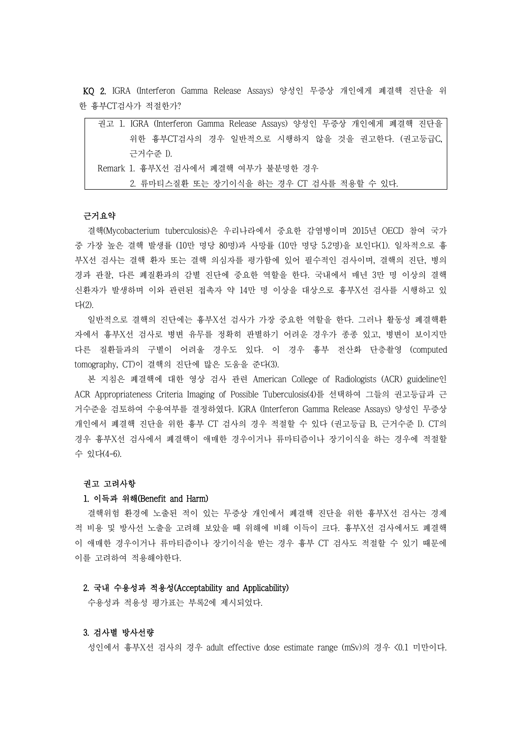**KQ 2.** IGRA (Interferon Gamma Release Assays) 양성인 무증상 개인에게 폐결핵 진단을 위한 흉부CT검사가 적절한가?

> 권고 1. IGRA (Interferon Gamma Release Assays) 양성인 무증상 개인에게 폐결핵 진단을 위한 흉부CT검사의 경우 일반적으로 시행하지 않을 것을 권고한다. (권고등급C, 근거수준 I).
>
> Remark 1. 흉부X선 검사에서 폐결핵 여부가 불분명한 경우
>
> 2. 류마티스질환 또는 장기이식을 하는 경우 CT 검사를 적용할 수 있다.

**근거요약**

결핵(Mycobacterium tuberculosis)은 우리나라에서 중요한 감염병이며 2015년 OECD 참여 국가 중 가장 높은 결핵 발생률 (10만 명당 80명)과 사망률 (10만 명당 5.2명)을 보인다(1). 일차적으로 흉부X선 검사는 결핵 환자 또는 결핵 의심자를 평가함에 있어 필수적인 검사이며, 결핵의 진단, 병의 경과 관찰, 다른 폐질환과의 감별 진단에 중요한 역할을 한다. 국내에서 매년 3만 명 이상의 결핵 신환자가 발생하며 이와 관련된 접촉자 약 14만 명 이상을 대상으로 흉부X선 검사를 시행하고 있다(2).

일반적으로 결핵의 진단에는 흉부X선 검사가 가장 중요한 역할을 한다. 그러나 활동성 폐결핵환자에서 흉부X선 검사로 병변 유무를 정확히 판별하기 어려운 경우가 종종 있고, 병변이 보이지만 다른 질환들과의 구별이 어려울 경우도 있다. 이 경우 흉부 전산화 단층촬영 (computed tomography, CT)이 결핵의 진단에 많은 도움을 준다(3).

본 지침은 폐결핵에 대한 영상 검사 관련 American College of Radiologists (ACR) guideline인 ACR Appropriateness Criteria Imaging of Possible Tuberculosis(4)를 선택하여 그들의 권고등급과 근거수준을 검토하여 수용여부를 결정하였다. IGRA (Interferon Gamma Release Assays) 양성인 무증상 개인에서 폐결핵 진단을 위한 흉부 CT 검사의 경우 적절할 수 있다 (권고등급 B, 근거수준 I). CT의 경우 흉부X선 검사에서 폐결핵이 애매한 경우이거나 류마티즘이나 장기이식을 하는 경우에 적절할 수 있다(4-6).

**권고 고려사항**

**1. 이득과 위해(Benefit and Harm)**

결핵위험 환경에 노출된 적이 있는 무증상 개인에서 폐결핵 진단을 위한 흉부X선 검사는 경제적 비용 및 방사선 노출을 고려해 보았을 때 위해에 비해 이득이 크다. 흉부X선 검사에서도 폐결핵이 애매한 경우이거나 류마티즘이나 장기이식을 받는 경우 흉부 CT 검사도 적절할 수 있기 때문에 이를 고려하여 적용해야한다.

**2. 국내 수용성과 적용성(Acceptability and Applicability)**

수용성과 적용성 평가표는 부록2에 제시되었다.

**3. 검사별 방사선량**

성인에서 흉부X선 검사의 경우 adult effective dose estimate range (mSv)의 경우 <0.1 미만이다.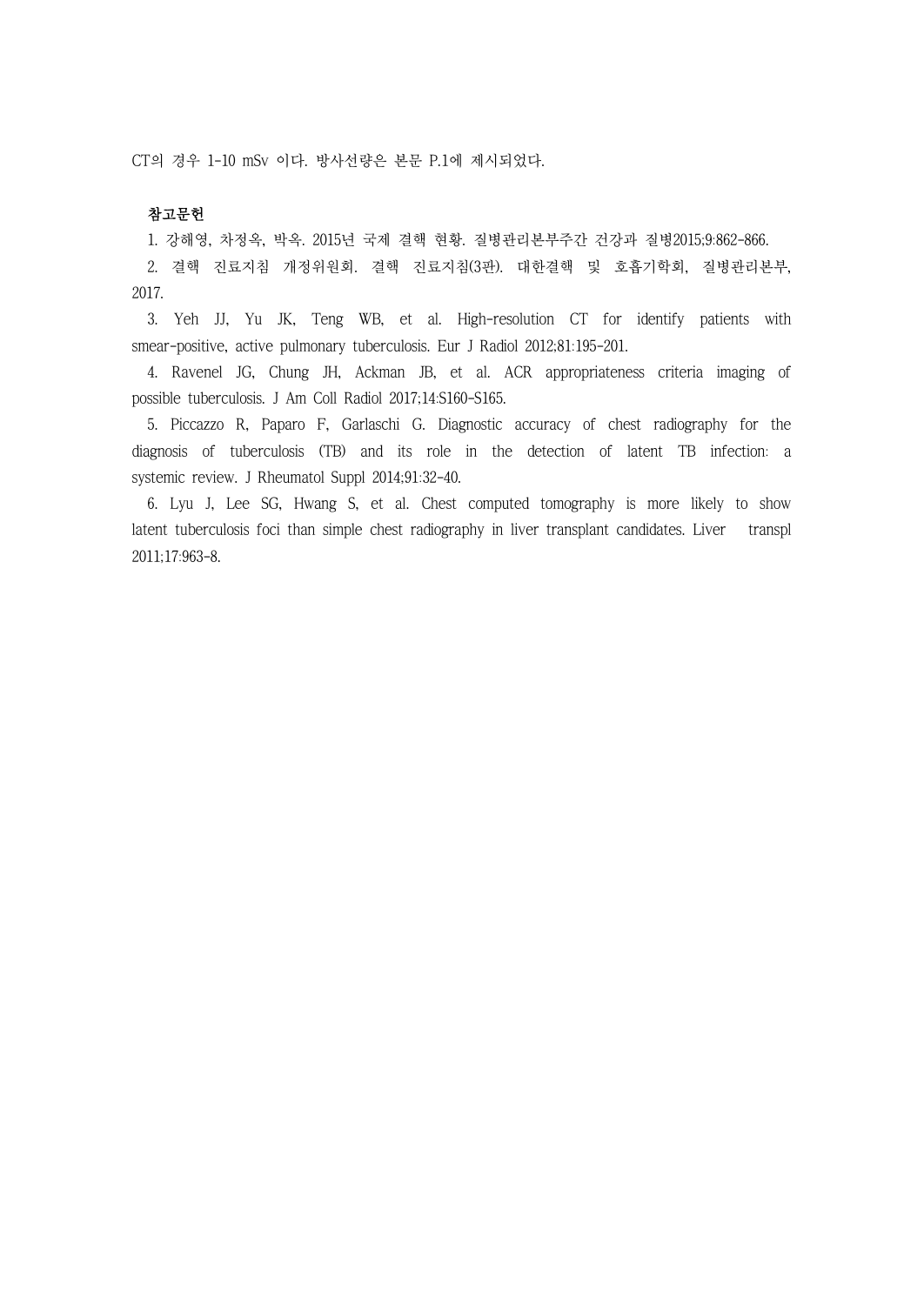CT의 경우 1-10 mSv 이다. 방사선량은 본문 P.1에 제시되었다.

**참고문헌**

1. 강혜영, 차정옥, 박옥. 2015년 국제 결핵 현황. 질병관리본부주간 건강과 질병2015;9:862-866.
2. 결핵 진료지침 개정위원회. 결핵 진료지침(3판). 대한결핵 및 호흡기학회, 질병관리본부, 2017.
3. Yeh JJ, Yu JK, Teng WB, et al. High-resolution CT for identify patients with smear-positive, active pulmonary tuberculosis. Eur J Radiol 2012;81:195-201.
4. Ravenel JG, Chung JH, Ackman JB, et al. ACR appropriateness criteria imaging of possible tuberculosis. J Am Coll Radiol 2017;14:S160-S165.
5. Piccazzo R, Paparo F, Garlaschi G. Diagnostic accuracy of chest radiography for the diagnosis of tuberculosis (TB) and its role in the detection of latent TB infection: a systemic review. J Rheumatol Suppl 2014;91:32-40.
6. Lyu J, Lee SG, Hwang S, et al. Chest computed tomography is more likely to show latent tuberculosis foci than simple chest radiography in liver transplant candidates. Liver transpl 2011;17:963-8.